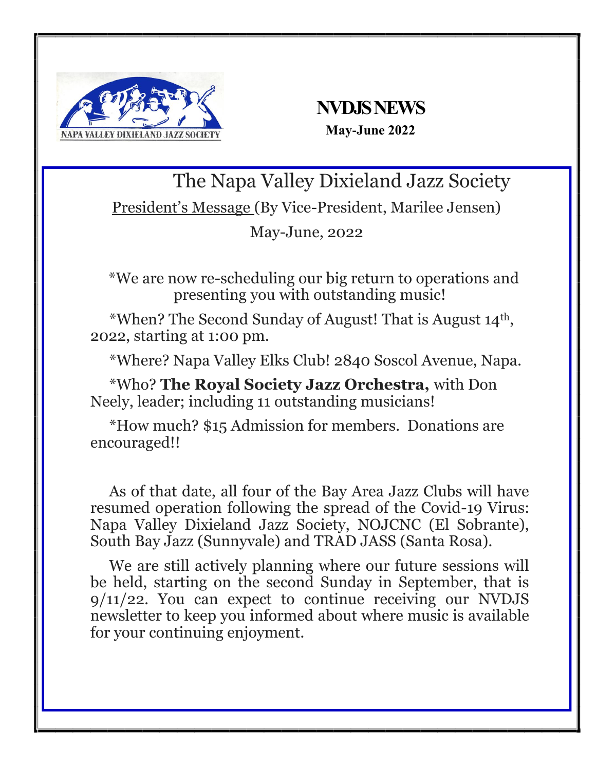# NVDJS NEWS

**May-June 2022**

## The Napa Valley Dixieland Jazz Society

President's Message (By Vice-President, Marilee Jensen)

May-June, 2022

*We are now re-scheduling our big return to operations and presenting you with outstanding music!

*When? The Second Sunday of August! That is August 14th, 2022, starting at 1:00 pm.

*Where? Napa Valley Elks Club! 2840 Soscol Avenue, Napa.

*Who? **The Royal Society Jazz Orchestra,** with Don Neely, leader; including 11 outstanding musicians!

*How much? $15 Admission for members. Donations are encouraged!!

As of that date, all four of the Bay Area Jazz Clubs will have resumed operation following the spread of the Covid-19 Virus: Napa Valley Dixieland Jazz Society, NOJCNC (El Sobrante), South Bay Jazz (Sunnyvale) and TRAD JASS (Santa Rosa).

We are still actively planning where our future sessions will be held, starting on the second Sunday in September, that is 9/11/22. You can expect to continue receiving our NVDJS newsletter to keep you informed about where music is available for your continuing enjoyment.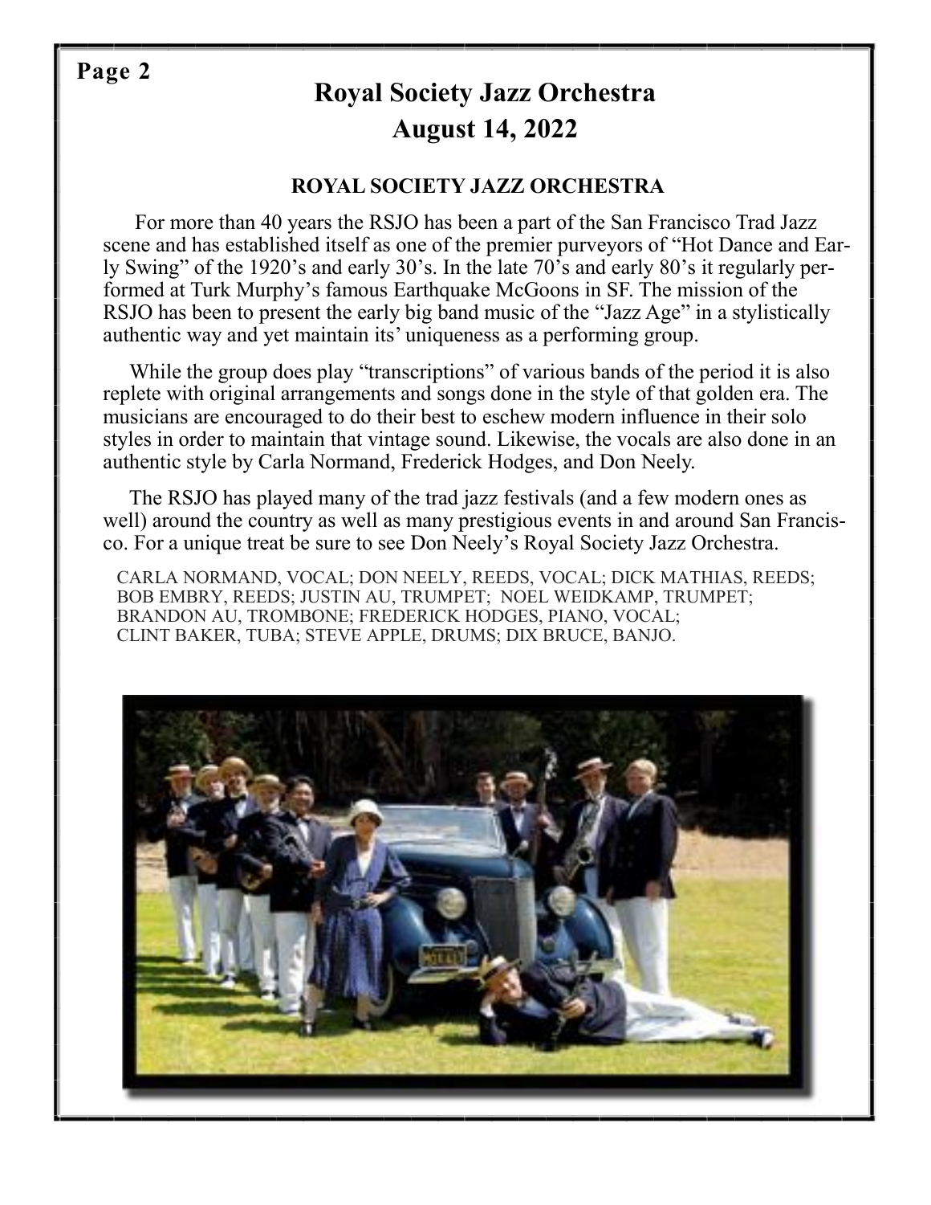# Royal Society Jazz Orchestra
# August 14, 2022

### ROYAL SOCIETY JAZZ ORCHESTRA

For more than 40 years the RSJO has been a part of the San Francisco Trad Jazz scene and has established itself as one of the premier purveyors of "Hot Dance and Early Swing" of the 1920's and early 30's. In the late 70's and early 80's it regularly performed at Turk Murphy's famous Earthquake McGoons in SF. The mission of the RSJO has been to present the early big band music of the "Jazz Age" in a stylistically authentic way and yet maintain its' uniqueness as a performing group.

While the group does play "transcriptions" of various bands of the period it is also replete with original arrangements and songs done in the style of that golden era. The musicians are encouraged to do their best to eschew modern influence in their solo styles in order to maintain that vintage sound. Likewise, the vocals are also done in an authentic style by Carla Normand, Frederick Hodges, and Don Neely.

The RSJO has played many of the trad jazz festivals (and a few modern ones as well) around the country as well as many prestigious events in and around San Francisco. For a unique treat be sure to see Don Neely's Royal Society Jazz Orchestra.

CARLA NORMAND, VOCAL; DON NEELY, REEDS, VOCAL; DICK MATHIAS, REEDS; BOB EMBRY, REEDS; JUSTIN AU, TRUMPET; NOEL WEIDKAMP, TRUMPET; BRANDON AU, TROMBONE; FREDERICK HODGES, PIANO, VOCAL; CLINT BAKER, TUBA; STEVE APPLE, DRUMS; DIX BRUCE, BANJO.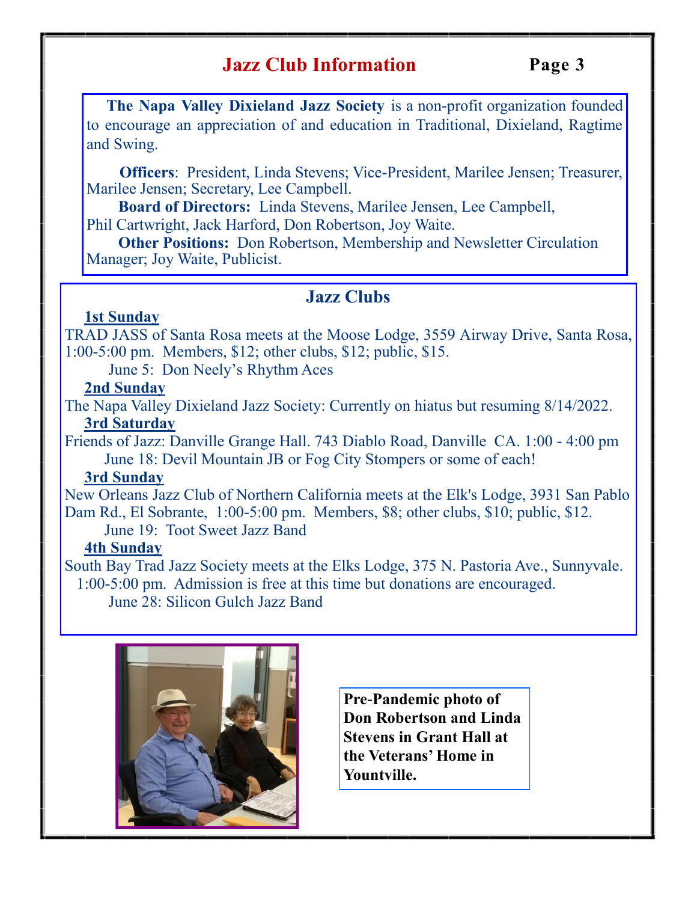# Jazz Club Information

**The Napa Valley Dixieland Jazz Society** is a non-profit organization founded to encourage an appreciation of and education in Traditional, Dixieland, Ragtime and Swing.

**Officers**: President, Linda Stevens; Vice-President, Marilee Jensen; Treasurer, Marilee Jensen; Secretary, Lee Campbell.

**Board of Directors:** Linda Stevens, Marilee Jensen, Lee Campbell, Phil Cartwright, Jack Harford, Don Robertson, Joy Waite.

**Other Positions:** Don Robertson, Membership and Newsletter Circulation Manager; Joy Waite, Publicist.

## Jazz Clubs

**1st Sunday**

TRAD JASS of Santa Rosa meets at the Moose Lodge, 3559 Airway Drive, Santa Rosa, 1:00-5:00 pm. Members, $12; other clubs, $12; public, $15.

June 5: Don Neely's Rhythm Aces

**2nd Sunday**

The Napa Valley Dixieland Jazz Society: Currently on hiatus but resuming 8/14/2022.

**3rd Saturday**

Friends of Jazz: Danville Grange Hall. 743 Diablo Road, Danville CA. 1:00 - 4:00 pm

June 18: Devil Mountain JB or Fog City Stompers or some of each!

**3rd Sunday**

New Orleans Jazz Club of Northern California meets at the Elk's Lodge, 3931 San Pablo Dam Rd., El Sobrante, 1:00-5:00 pm. Members, $8; other clubs, $10; public, $12.

June 19: Toot Sweet Jazz Band

**4th Sunday**

South Bay Trad Jazz Society meets at the Elks Lodge, 375 N. Pastoria Ave., Sunnyvale. 1:00-5:00 pm. Admission is free at this time but donations are encouraged.

June 28: Silicon Gulch Jazz Band

**Pre-Pandemic photo of Don Robertson and Linda Stevens in Grant Hall at the Veterans' Home in Yountville.**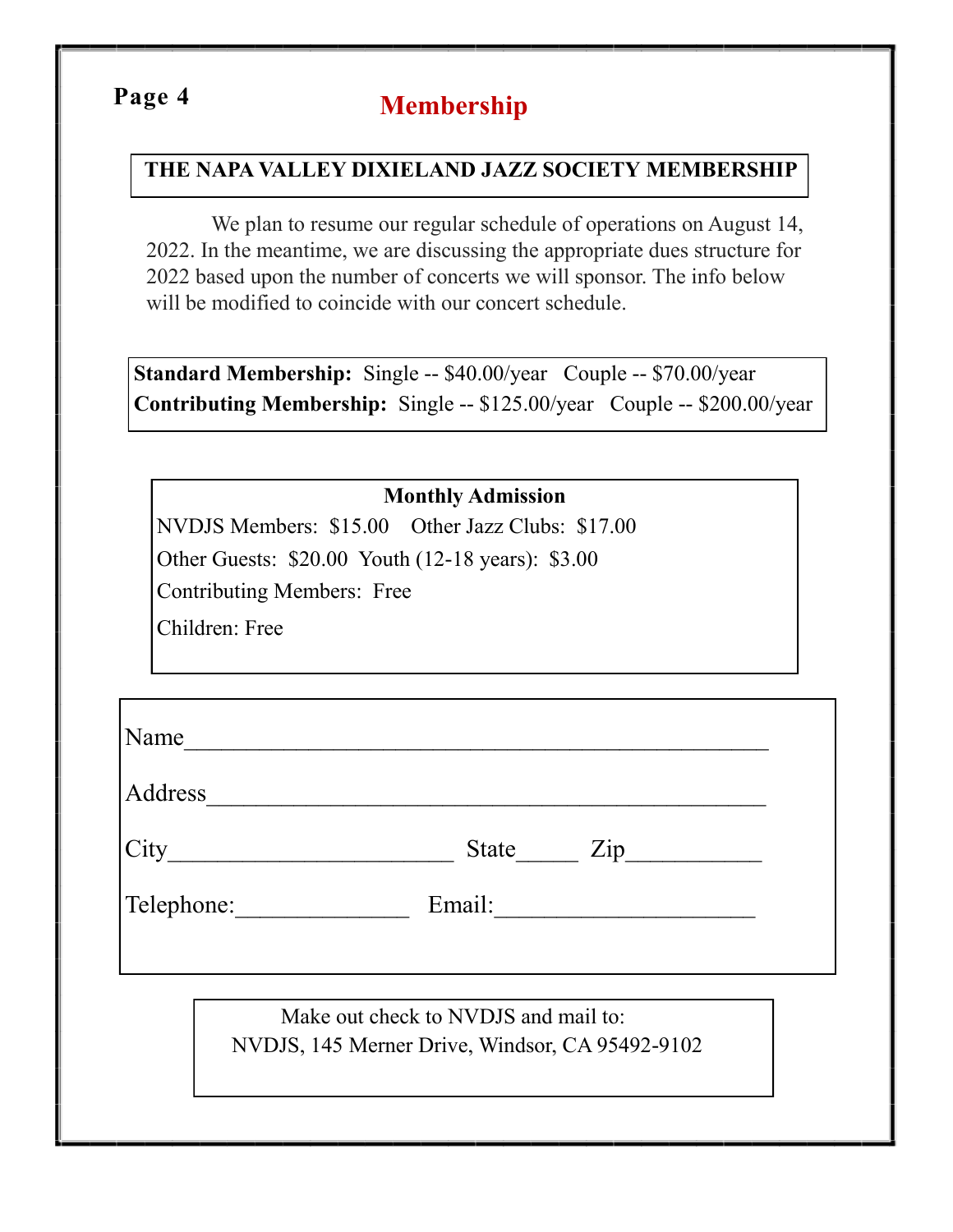# Membership

## THE NAPA VALLEY DIXIELAND JAZZ SOCIETY MEMBERSHIP

We plan to resume our regular schedule of operations on August 14, 2022. In the meantime, we are discussing the appropriate dues structure for 2022 based upon the number of concerts we will sponsor. The info below will be modified to coincide with our concert schedule.

**Standard Membership:** Single -- $40.00/year Couple -- $70.00/year
**Contributing Membership:** Single -- $125.00/year Couple -- $200.00/year

**Monthly Admission**

NVDJS Members: $15.00 Other Jazz Clubs: $17.00

Other Guests: $20.00 Youth (12-18 years): $3.00

Contributing Members: Free

Children: Free

Name_______________________________________________

Address_____________________________________________

City_______________________ State_____ Zip___________

Telephone:______________ Email:_____________________

Make out check to NVDJS and mail to:
NVDJS, 145 Merner Drive, Windsor, CA 95492-9102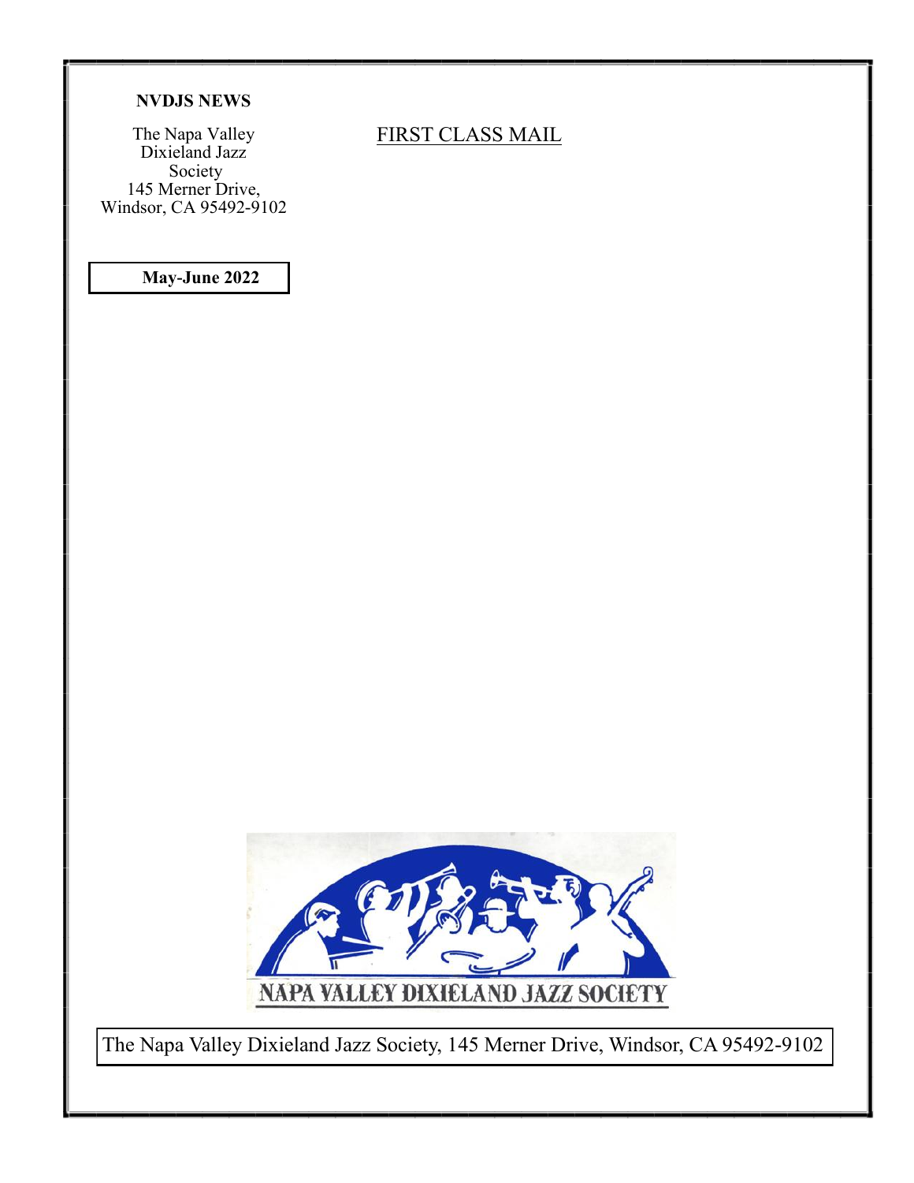**NVDJS NEWS**

The Napa Valley Dixieland Jazz Society
145 Merner Drive,
Windsor, CA 95492-9102

FIRST CLASS MAIL

**May-June 2022**

NAPA VALLEY DIXIELAND JAZZ SOCIETY

The Napa Valley Dixieland Jazz Society, 145 Merner Drive, Windsor, CA 95492-9102